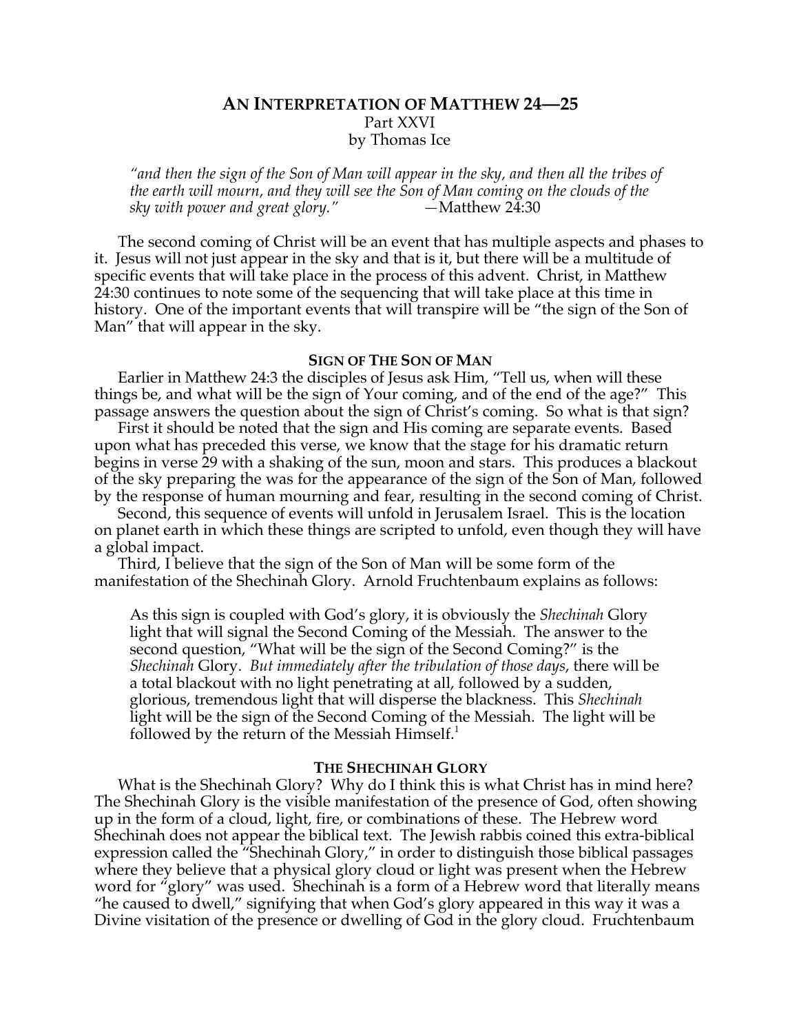# AN INTERPRETATION OF MATTHEW 24—25

Part XXVI

by Thomas Ice

> *"and then the sign of the Son of Man will appear in the sky, and then all the tribes of the earth will mourn, and they will see the Son of Man coming on the clouds of the sky with power and great glory."* —Matthew 24:30

The second coming of Christ will be an event that has multiple aspects and phases to it. Jesus will not just appear in the sky and that is it, but there will be a multitude of specific events that will take place in the process of this advent. Christ, in Matthew 24:30 continues to note some of the sequencing that will take place at this time in history. One of the important events that will transpire will be "the sign of the Son of Man" that will appear in the sky.

## SIGN OF THE SON OF MAN

Earlier in Matthew 24:3 the disciples of Jesus ask Him, "Tell us, when will these things be, and what will be the sign of Your coming, and of the end of the age?" This passage answers the question about the sign of Christ's coming. So what is that sign?

First it should be noted that the sign and His coming are separate events. Based upon what has preceded this verse, we know that the stage for his dramatic return begins in verse 29 with a shaking of the sun, moon and stars. This produces a blackout of the sky preparing the was for the appearance of the sign of the Son of Man, followed by the response of human mourning and fear, resulting in the second coming of Christ.

Second, this sequence of events will unfold in Jerusalem Israel. This is the location on planet earth in which these things are scripted to unfold, even though they will have a global impact.

Third, I believe that the sign of the Son of Man will be some form of the manifestation of the Shechinah Glory. Arnold Fruchtenbaum explains as follows:

> As this sign is coupled with God's glory, it is obviously the *Shechinah* Glory light that will signal the Second Coming of the Messiah. The answer to the second question, "What will be the sign of the Second Coming?" is the *Shechinah* Glory. *But immediately after the tribulation of those days*, there will be a total blackout with no light penetrating at all, followed by a sudden, glorious, tremendous light that will disperse the blackness. This *Shechinah* light will be the sign of the Second Coming of the Messiah. The light will be followed by the return of the Messiah Himself.[1]

## THE SHECHINAH GLORY

What is the Shechinah Glory? Why do I think this is what Christ has in mind here? The Shechinah Glory is the visible manifestation of the presence of God, often showing up in the form of a cloud, light, fire, or combinations of these. The Hebrew word Shechinah does not appear the biblical text. The Jewish rabbis coined this extra-biblical expression called the "Shechinah Glory," in order to distinguish those biblical passages where they believe that a physical glory cloud or light was present when the Hebrew word for "glory" was used. Shechinah is a form of a Hebrew word that literally means "he caused to dwell," signifying that when God's glory appeared in this way it was a Divine visitation of the presence or dwelling of God in the glory cloud. Fruchtenbaum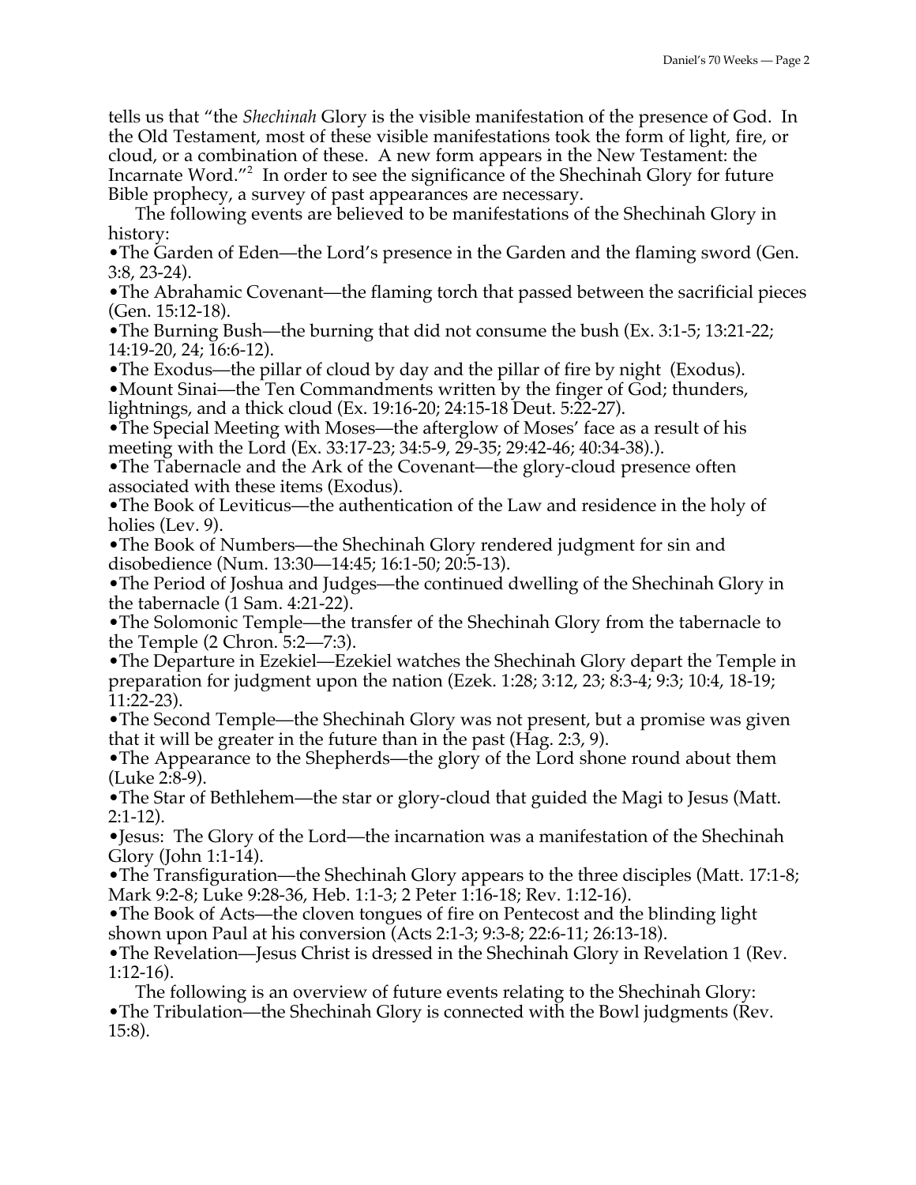tells us that "the *Shechinah* Glory is the visible manifestation of the presence of God. In the Old Testament, most of these visible manifestations took the form of light, fire, or cloud, or a combination of these. A new form appears in the New Testament: the Incarnate Word."[2] In order to see the significance of the Shechinah Glory for future Bible prophecy, a survey of past appearances are necessary.

The following events are believed to be manifestations of the Shechinah Glory in history:

- The Garden of Eden—the Lord's presence in the Garden and the flaming sword (Gen. 3:8, 23-24).
- The Abrahamic Covenant—the flaming torch that passed between the sacrificial pieces (Gen. 15:12-18).
- The Burning Bush—the burning that did not consume the bush (Ex. 3:1-5; 13:21-22; 14:19-20, 24; 16:6-12).
- The Exodus—the pillar of cloud by day and the pillar of fire by night (Exodus).
- Mount Sinai—the Ten Commandments written by the finger of God; thunders, lightnings, and a thick cloud (Ex. 19:16-20; 24:15-18 Deut. 5:22-27).
- The Special Meeting with Moses—the afterglow of Moses' face as a result of his meeting with the Lord (Ex. 33:17-23; 34:5-9, 29-35; 29:42-46; 40:34-38).).
- The Tabernacle and the Ark of the Covenant—the glory-cloud presence often associated with these items (Exodus).
- The Book of Leviticus—the authentication of the Law and residence in the holy of holies (Lev. 9).
- The Book of Numbers—the Shechinah Glory rendered judgment for sin and disobedience (Num. 13:30—14:45; 16:1-50; 20:5-13).
- The Period of Joshua and Judges—the continued dwelling of the Shechinah Glory in the tabernacle (1 Sam. 4:21-22).
- The Solomonic Temple—the transfer of the Shechinah Glory from the tabernacle to the Temple (2 Chron. 5:2—7:3).
- The Departure in Ezekiel—Ezekiel watches the Shechinah Glory depart the Temple in preparation for judgment upon the nation (Ezek. 1:28; 3:12, 23; 8:3-4; 9:3; 10:4, 18-19; 11:22-23).
- The Second Temple—the Shechinah Glory was not present, but a promise was given that it will be greater in the future than in the past (Hag. 2:3, 9).
- The Appearance to the Shepherds—the glory of the Lord shone round about them (Luke 2:8-9).
- The Star of Bethlehem—the star or glory-cloud that guided the Magi to Jesus (Matt. 2:1-12).
- Jesus: The Glory of the Lord—the incarnation was a manifestation of the Shechinah Glory (John 1:1-14).
- The Transfiguration—the Shechinah Glory appears to the three disciples (Matt. 17:1-8; Mark 9:2-8; Luke 9:28-36, Heb. 1:1-3; 2 Peter 1:16-18; Rev. 1:12-16).
- The Book of Acts—the cloven tongues of fire on Pentecost and the blinding light shown upon Paul at his conversion (Acts 2:1-3; 9:3-8; 22:6-11; 26:13-18).
- The Revelation—Jesus Christ is dressed in the Shechinah Glory in Revelation 1 (Rev. 1:12-16).

The following is an overview of future events relating to the Shechinah Glory:

- The Tribulation—the Shechinah Glory is connected with the Bowl judgments (Rev. 15:8).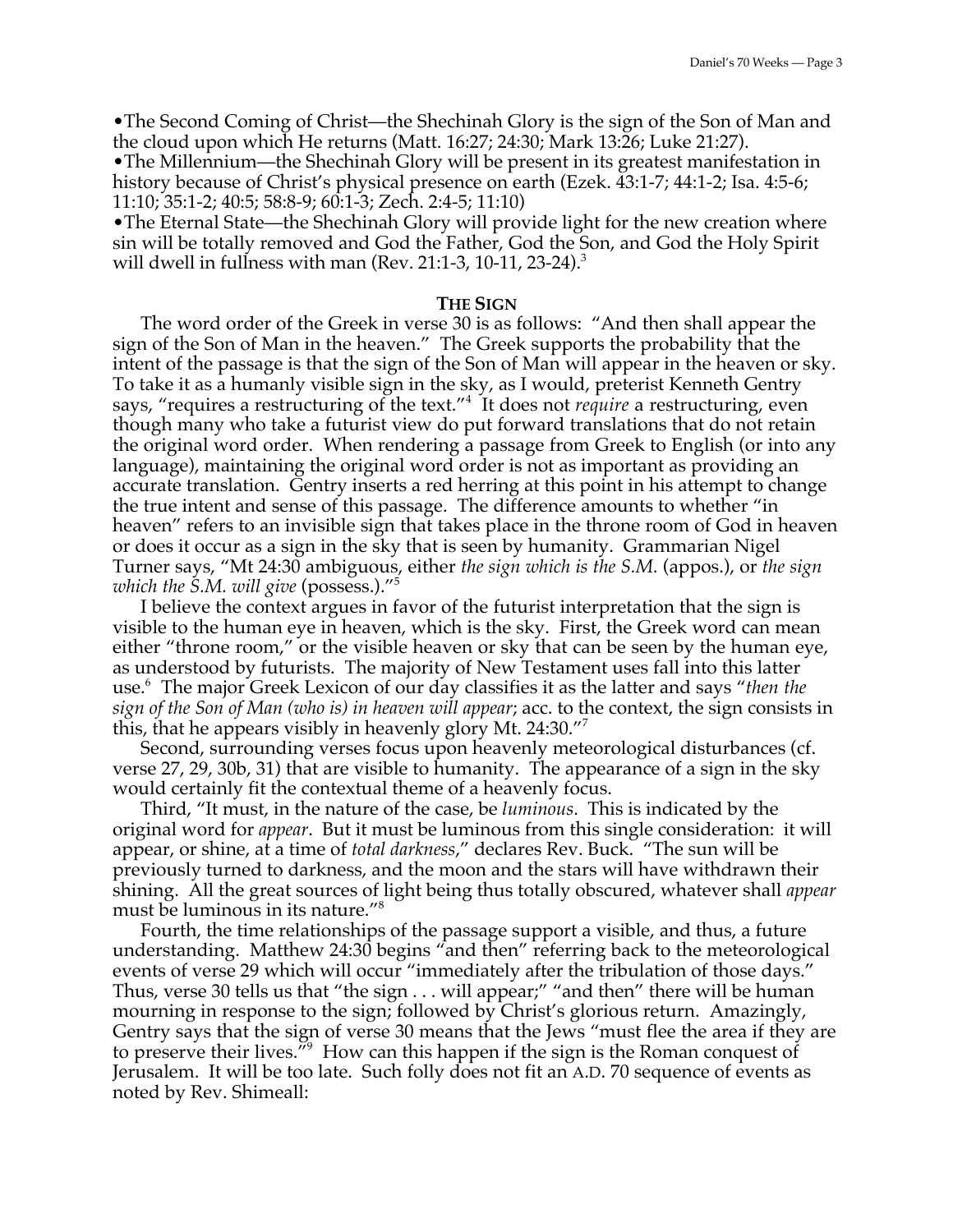•The Second Coming of Christ—the Shechinah Glory is the sign of the Son of Man and the cloud upon which He returns (Matt. 16:27; 24:30; Mark 13:26; Luke 21:27).
•The Millennium—the Shechinah Glory will be present in its greatest manifestation in history because of Christ's physical presence on earth (Ezek. 43:1-7; 44:1-2; Isa. 4:5-6; 11:10; 35:1-2; 40:5; 58:8-9; 60:1-3; Zech. 2:4-5; 11:10)
•The Eternal State—the Shechinah Glory will provide light for the new creation where sin will be totally removed and God the Father, God the Son, and God the Holy Spirit will dwell in fullness with man (Rev. 21:1-3, 10-11, 23-24).[3]

**THE SIGN**

The word order of the Greek in verse 30 is as follows: "And then shall appear the sign of the Son of Man in the heaven." The Greek supports the probability that the intent of the passage is that the sign of the Son of Man will appear in the heaven or sky. To take it as a humanly visible sign in the sky, as I would, preterist Kenneth Gentry says, "requires a restructuring of the text."[4] It does not *require* a restructuring, even though many who take a futurist view do put forward translations that do not retain the original word order. When rendering a passage from Greek to English (or into any language), maintaining the original word order is not as important as providing an accurate translation. Gentry inserts a red herring at this point in his attempt to change the true intent and sense of this passage. The difference amounts to whether "in heaven" refers to an invisible sign that takes place in the throne room of God in heaven or does it occur as a sign in the sky that is seen by humanity. Grammarian Nigel Turner says, "Mt 24:30 ambiguous, either *the sign which is the S.M.* (appos.), or *the sign which the S.M. will give* (possess.)."[5]

I believe the context argues in favor of the futurist interpretation that the sign is visible to the human eye in heaven, which is the sky. First, the Greek word can mean either "throne room," or the visible heaven or sky that can be seen by the human eye, as understood by futurists. The majority of New Testament uses fall into this latter use.[6] The major Greek Lexicon of our day classifies it as the latter and says "*then the sign of the Son of Man (who is) in heaven will appear*; acc. to the context, the sign consists in this, that he appears visibly in heavenly glory Mt. 24:30."[7]

Second, surrounding verses focus upon heavenly meteorological disturbances (cf. verse 27, 29, 30b, 31) that are visible to humanity. The appearance of a sign in the sky would certainly fit the contextual theme of a heavenly focus.

Third, "It must, in the nature of the case, be *luminous*. This is indicated by the original word for *appear*. But it must be luminous from this single consideration: it will appear, or shine, at a time of *total darkness*," declares Rev. Buck. "The sun will be previously turned to darkness, and the moon and the stars will have withdrawn their shining. All the great sources of light being thus totally obscured, whatever shall *appear* must be luminous in its nature."[8]

Fourth, the time relationships of the passage support a visible, and thus, a future understanding. Matthew 24:30 begins "and then" referring back to the meteorological events of verse 29 which will occur "immediately after the tribulation of those days." Thus, verse 30 tells us that "the sign . . . will appear;" "and then" there will be human mourning in response to the sign; followed by Christ's glorious return. Amazingly, Gentry says that the sign of verse 30 means that the Jews "must flee the area if they are to preserve their lives."[9] How can this happen if the sign is the Roman conquest of Jerusalem. It will be too late. Such folly does not fit an A.D. 70 sequence of events as noted by Rev. Shimeall: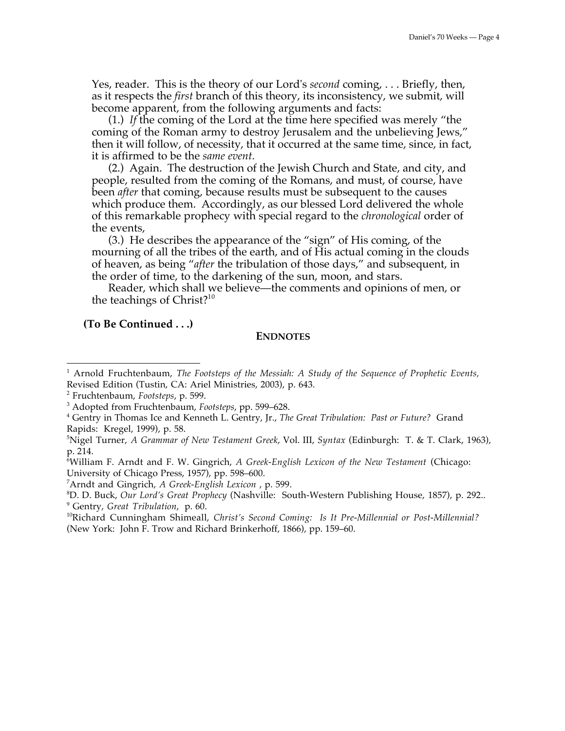Yes, reader. This is the theory of our Lord's *second* coming, . . . Briefly, then, as it respects the *first* branch of this theory, its inconsistency, we submit, will become apparent, from the following arguments and facts:

(1.) *If* the coming of the Lord at the time here specified was merely "the coming of the Roman army to destroy Jerusalem and the unbelieving Jews," then it will follow, of necessity, that it occurred at the same time, since, in fact, it is affirmed to be the *same event*.

(2.) Again. The destruction of the Jewish Church and State, and city, and people, resulted from the coming of the Romans, and must, of course, have been *after* that coming, because results must be subsequent to the causes which produce them. Accordingly, as our blessed Lord delivered the whole of this remarkable prophecy with special regard to the *chronological* order of the events,

(3.) He describes the appearance of the "sign" of His coming, of the mourning of all the tribes of the earth, and of His actual coming in the clouds of heaven, as being "*after* the tribulation of those days," and subsequent, in the order of time, to the darkening of the sun, moon, and stars.

Reader, which shall we believe—the comments and opinions of men, or the teachings of Christ?[10]

**(To Be Continued . . .)**

## ENDNOTES

[1] Arnold Fruchtenbaum, *The Footsteps of the Messiah: A Study of the Sequence of Prophetic Events*, Revised Edition (Tustin, CA: Ariel Ministries, 2003), p. 643.

[2] Fruchtenbaum, *Footsteps*, p. 599.

[3] Adopted from Fruchtenbaum, *Footsteps*, pp. 599–628.

[4] Gentry in Thomas Ice and Kenneth L. Gentry, Jr., *The Great Tribulation: Past or Future?* Grand Rapids: Kregel, 1999), p. 58.

[5] Nigel Turner, *A Grammar of New Testament Greek*, Vol. III, *Syntax* (Edinburgh: T. & T. Clark, 1963), p. 214.

[6] William F. Arndt and F. W. Gingrich, *A Greek-English Lexicon of the New Testament* (Chicago: University of Chicago Press, 1957), pp. 598–600.

[7] Arndt and Gingrich, *A Greek-English Lexicon* , p. 599.

[8] D. D. Buck, *Our Lord's Great Prophecy* (Nashville: South-Western Publishing House, 1857), p. 292..

[9] Gentry, *Great Tribulation*, p. 60.

[10] Richard Cunningham Shimeall, *Christ's Second Coming: Is It Pre-Millennial or Post-Millennial?* (New York: John F. Trow and Richard Brinkerhoff, 1866), pp. 159–60.